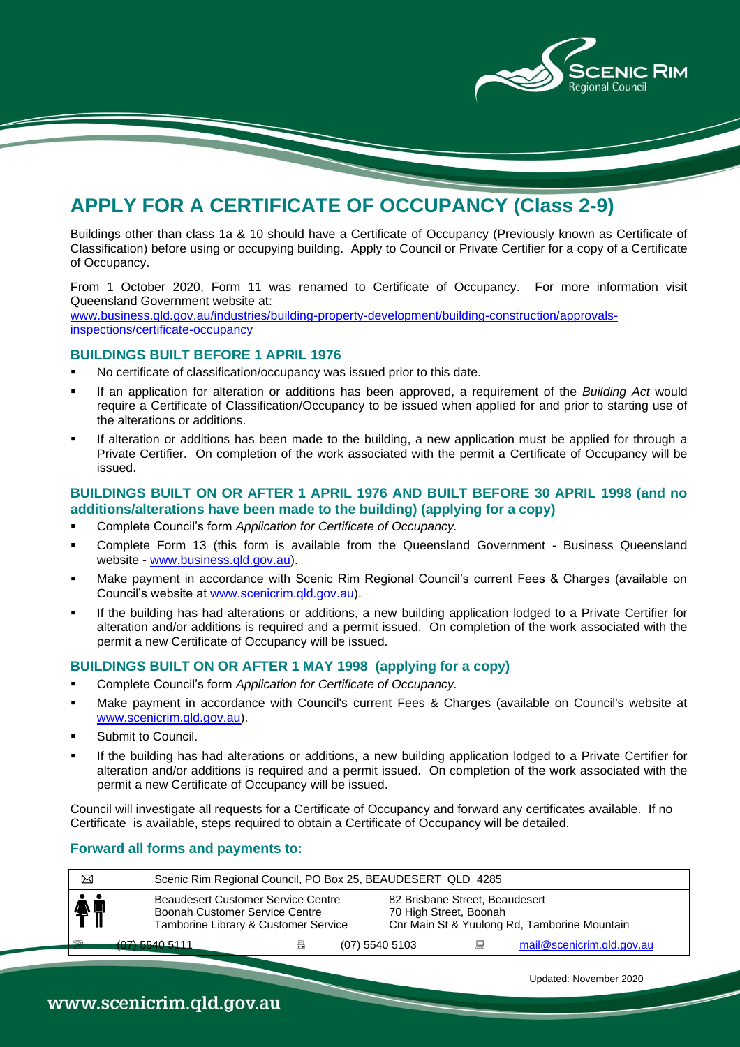# APPLY FOR A CERTIFICATE OF OCCUPANCY (Class 2-9)

Buildings other than class 1a & 10 should have a Certificate of Occupancy (Previously known as Certificate of Classification) before using or occupying building. Apply to Council or Private Certifier for a copy of a Certificate of Occupancy.

From 1 October 2020, Form 11 was renamed to Certificate of Occupancy. For more information visit Queensland Government website at:
www.business.qld.gov.au/industries/building-property-development/building-construction/approvals-inspections/certificate-occupancy

## BUILDINGS BUILT BEFORE 1 APRIL 1976

- No certificate of classification/occupancy was issued prior to this date.
- If an application for alteration or additions has been approved, a requirement of the *Building Act* would require a Certificate of Classification/Occupancy to be issued when applied for and prior to starting use of the alterations or additions.
- If alteration or additions has been made to the building, a new application must be applied for through a Private Certifier. On completion of the work associated with the permit a Certificate of Occupancy will be issued.

## BUILDINGS BUILT ON OR AFTER 1 APRIL 1976 AND BUILT BEFORE 30 APRIL 1998 (and no additions/alterations have been made to the building) (applying for a copy)

- Complete Council's form *Application for Certificate of Occupancy.*
- Complete Form 13 (this form is available from the Queensland Government - Business Queensland website - www.business.qld.gov.au).
- Make payment in accordance with Scenic Rim Regional Council's current Fees & Charges (available on Council's website at www.scenicrim.qld.gov.au).
- If the building has had alterations or additions, a new building application lodged to a Private Certifier for alteration and/or additions is required and a permit issued. On completion of the work associated with the permit a new Certificate of Occupancy will be issued.

## BUILDINGS BUILT ON OR AFTER 1 MAY 1998 (applying for a copy)

- Complete Council's form *Application for Certificate of Occupancy.*
- Make payment in accordance with Council's current Fees & Charges (available on Council's website at www.scenicrim.qld.gov.au).
- Submit to Council.
- If the building has had alterations or additions, a new building application lodged to a Private Certifier for alteration and/or additions is required and a permit issued. On completion of the work associated with the permit a new Certificate of Occupancy will be issued.

Council will investigate all requests for a Certificate of Occupancy and forward any certificates available. If no Certificate is available, steps required to obtain a Certificate of Occupancy will be detailed.

## Forward all forms and payments to:

| | | | | |
|---|---|---|---|---|
| ✉ | Scenic Rim Regional Council, PO Box 25, BEAUDESERT QLD 4285 | | | |
| 🚻 | Beaudesert Customer Service Centre<br>Boonah Customer Service Centre<br>Tamborine Library & Customer Service | | 82 Brisbane Street, Beaudesert<br>70 High Street, Boonah<br>Cnr Main St & Yuulong Rd, Tamborine Mountain | |
| ☎ (07) 5540 5111 | 🖷 | (07) 5540 5103 | 💻 | mail@scenicrim.qld.gov.au |

Updated: November 2020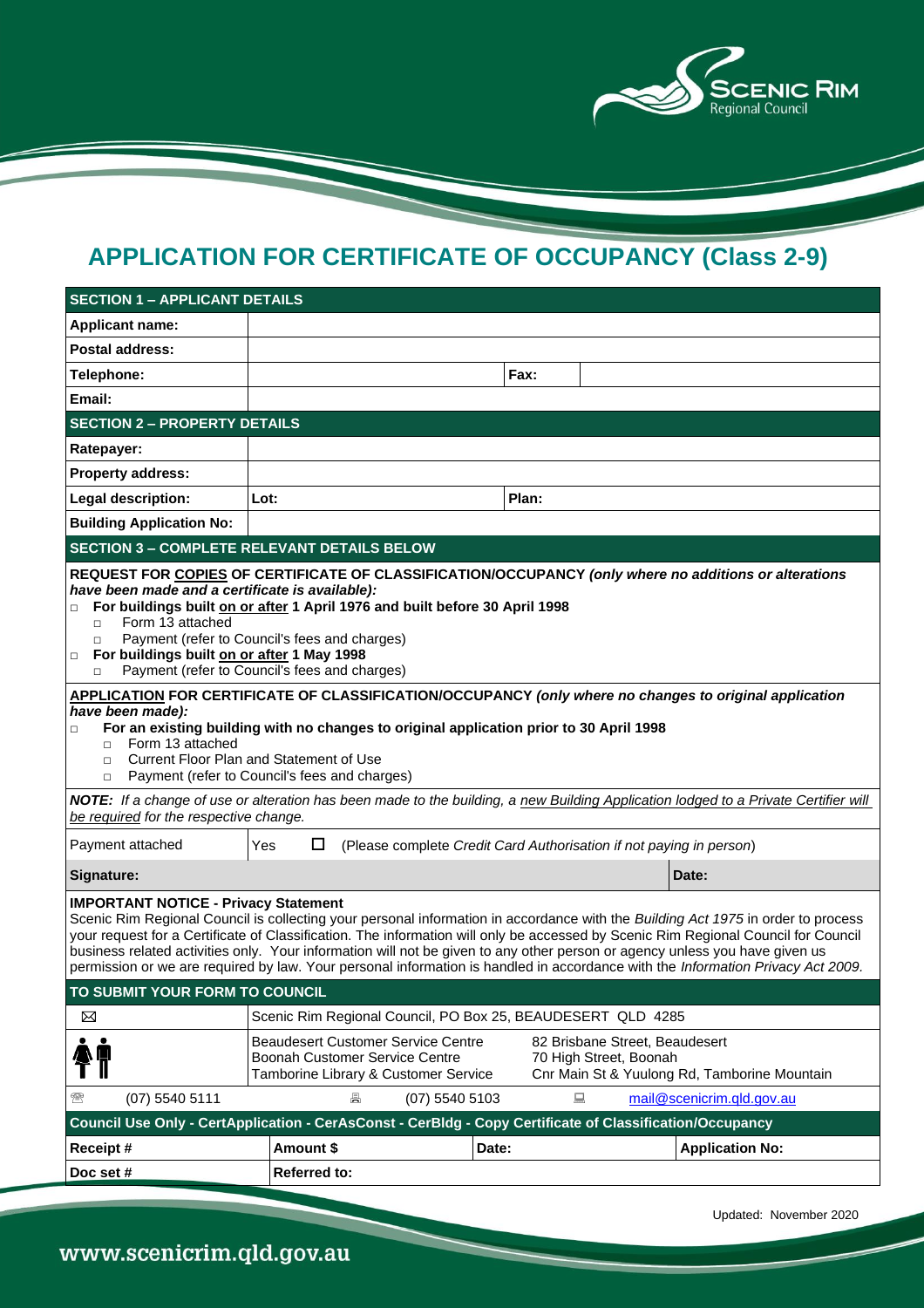# APPLICATION FOR CERTIFICATE OF OCCUPANCY (Class 2-9)

| **SECTION 1 – APPLICANT DETAILS** | | | |
|---|---|---|---|
| **Applicant name:** | | | |
| **Postal address:** | | | |
| **Telephone:** | | **Fax:** | |
| **Email:** | | | |
| **SECTION 2 – PROPERTY DETAILS** | | | |
| **Ratepayer:** | | | |
| **Property address:** | | | |
| **Legal description:** | **Lot:** | **Plan:** | |
| **Building Application No:** | | | |

## SECTION 3 – COMPLETE RELEVANT DETAILS BELOW

**REQUEST FOR COPIES OF CERTIFICATE OF CLASSIFICATION/OCCUPANCY** ***(only where no additions or alterations have been made and a certificate is available):***

- ☐ **For buildings built on or after 1 April 1976 and built before 30 April 1998**
  - ☐ Form 13 attached
  - ☐ Payment (refer to Council's fees and charges)
- ☐ **For buildings built on or after 1 May 1998**
  - ☐ Payment (refer to Council's fees and charges)

**APPLICATION FOR CERTIFICATE OF CLASSIFICATION/OCCUPANCY** ***(only where no changes to original application have been made):***

- ☐ **For an existing building with no changes to original application prior to 30 April 1998**
  - ☐ Form 13 attached
  - ☐ Current Floor Plan and Statement of Use
  - ☐ Payment (refer to Council's fees and charges)

***NOTE:*** *If a change of use or alteration has been made to the building, a new Building Application lodged to a Private Certifier will be required for the respective change.*

| | | |
|---|---|---|
| Payment attached | Yes ☐ (Please complete *Credit Card Authorisation if not paying in person*) | |
| **Signature:** | | **Date:** |

**IMPORTANT NOTICE - Privacy Statement**
Scenic Rim Regional Council is collecting your personal information in accordance with the *Building Act 1975* in order to process your request for a Certificate of Classification. The information will only be accessed by Scenic Rim Regional Council for Council business related activities only. Your information will not be given to any other person or agency unless you have given us permission or we are required by law. Your personal information is handled in accordance with the *Information Privacy Act 2009.*

## TO SUBMIT YOUR FORM TO COUNCIL

| | | |
|---|---|---|
| ✉ | Scenic Rim Regional Council, PO Box 25, BEAUDESERT QLD 4285 | |
| In person | Beaudesert Customer Service Centre<br>Boonah Customer Service Centre<br>Tamborine Library & Customer Service | 82 Brisbane Street, Beaudesert<br>70 High Street, Boonah<br>Cnr Main St & Yuulong Rd, Tamborine Mountain |
| ☎ (07) 5540 5111 | Fax (07) 5540 5103 | mail@scenicrim.qld.gov.au |

**Council Use Only - CertApplication - CerAsConst - CerBldg - Copy Certificate of Classification/Occupancy**

| | | | |
|---|---|---|---|
| **Receipt #** | **Amount $** | **Date:** | **Application No:** |
| **Doc set #** | **Referred to:** | | |

Updated: November 2020